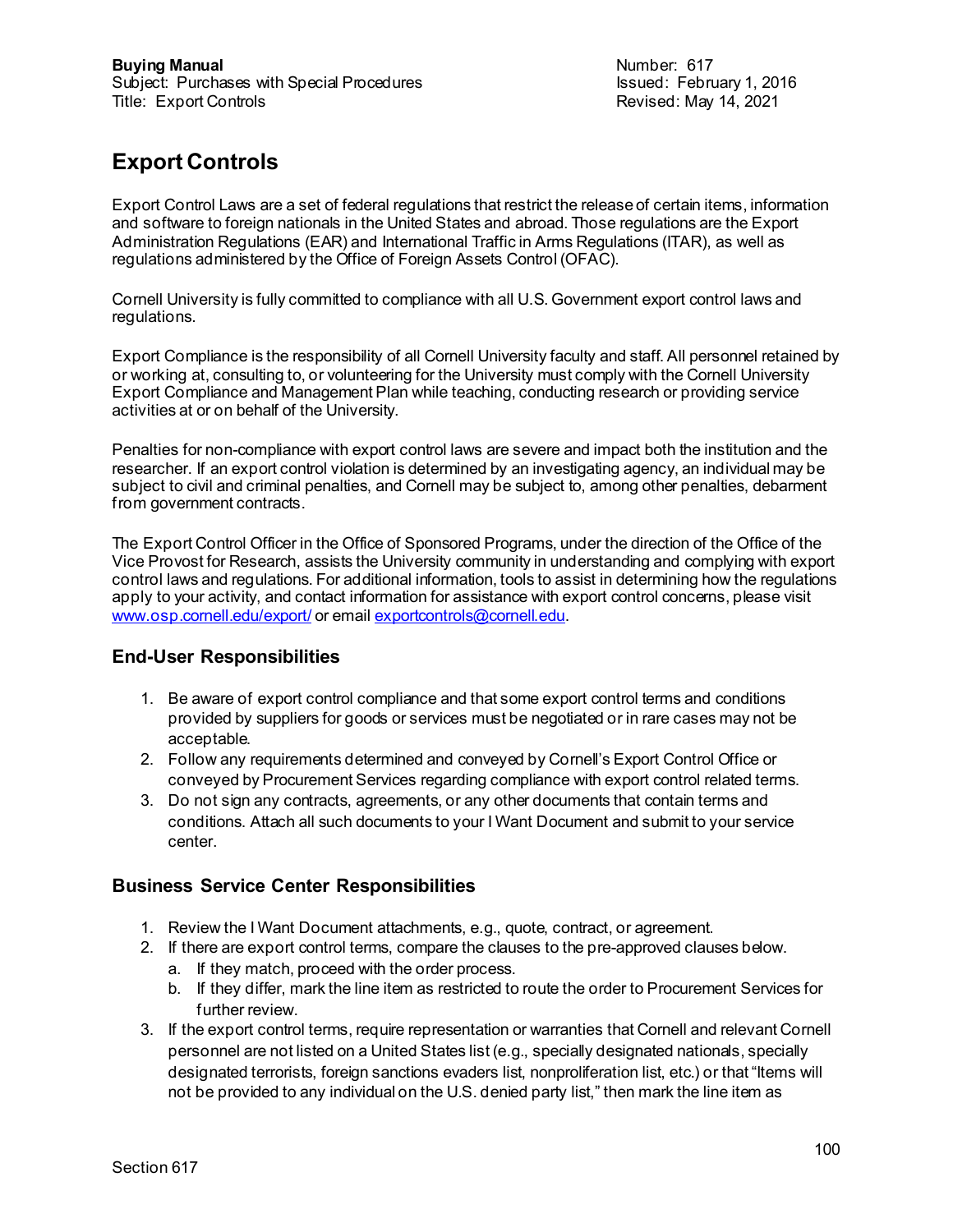**Buying Manual**
Subject: Purchases with Special Procedures
Title: Export Controls

Number: 617
Issued: February 1, 2016
Revised: May 14, 2021

# Export Controls

Export Control Laws are a set of federal regulations that restrict the release of certain items, information and software to foreign nationals in the United States and abroad. Those regulations are the Export Administration Regulations (EAR) and International Traffic in Arms Regulations (ITAR), as well as regulations administered by the Office of Foreign Assets Control (OFAC).

Cornell University is fully committed to compliance with all U.S. Government export control laws and regulations.

Export Compliance is the responsibility of all Cornell University faculty and staff. All personnel retained by or working at, consulting to, or volunteering for the University must comply with the Cornell University Export Compliance and Management Plan while teaching, conducting research or providing service activities at or on behalf of the University.

Penalties for non-compliance with export control laws are severe and impact both the institution and the researcher. If an export control violation is determined by an investigating agency, an individual may be subject to civil and criminal penalties, and Cornell may be subject to, among other penalties, debarment from government contracts.

The Export Control Officer in the Office of Sponsored Programs, under the direction of the Office of the Vice Provost for Research, assists the University community in understanding and complying with export control laws and regulations. For additional information, tools to assist in determining how the regulations apply to your activity, and contact information for assistance with export control concerns, please visit [www.osp.cornell.edu/export/](www.osp.cornell.edu/export/) or email [exportcontrols@cornell.edu](mailto:exportcontrols@cornell.edu).

## End-User Responsibilities

1. Be aware of export control compliance and that some export control terms and conditions provided by suppliers for goods or services must be negotiated or in rare cases may not be acceptable.
2. Follow any requirements determined and conveyed by Cornell's Export Control Office or conveyed by Procurement Services regarding compliance with export control related terms.
3. Do not sign any contracts, agreements, or any other documents that contain terms and conditions. Attach all such documents to your I Want Document and submit to your service center.

## Business Service Center Responsibilities

1. Review the I Want Document attachments, e.g., quote, contract, or agreement.
2. If there are export control terms, compare the clauses to the pre-approved clauses below.
   a. If they match, proceed with the order process.
   b. If they differ, mark the line item as restricted to route the order to Procurement Services for further review.
3. If the export control terms, require representation or warranties that Cornell and relevant Cornell personnel are not listed on a United States list (e.g., specially designated nationals, specially designated terrorists, foreign sanctions evaders list, nonproliferation list, etc.) or that "Items will not be provided to any individual on the U.S. denied party list," then mark the line item as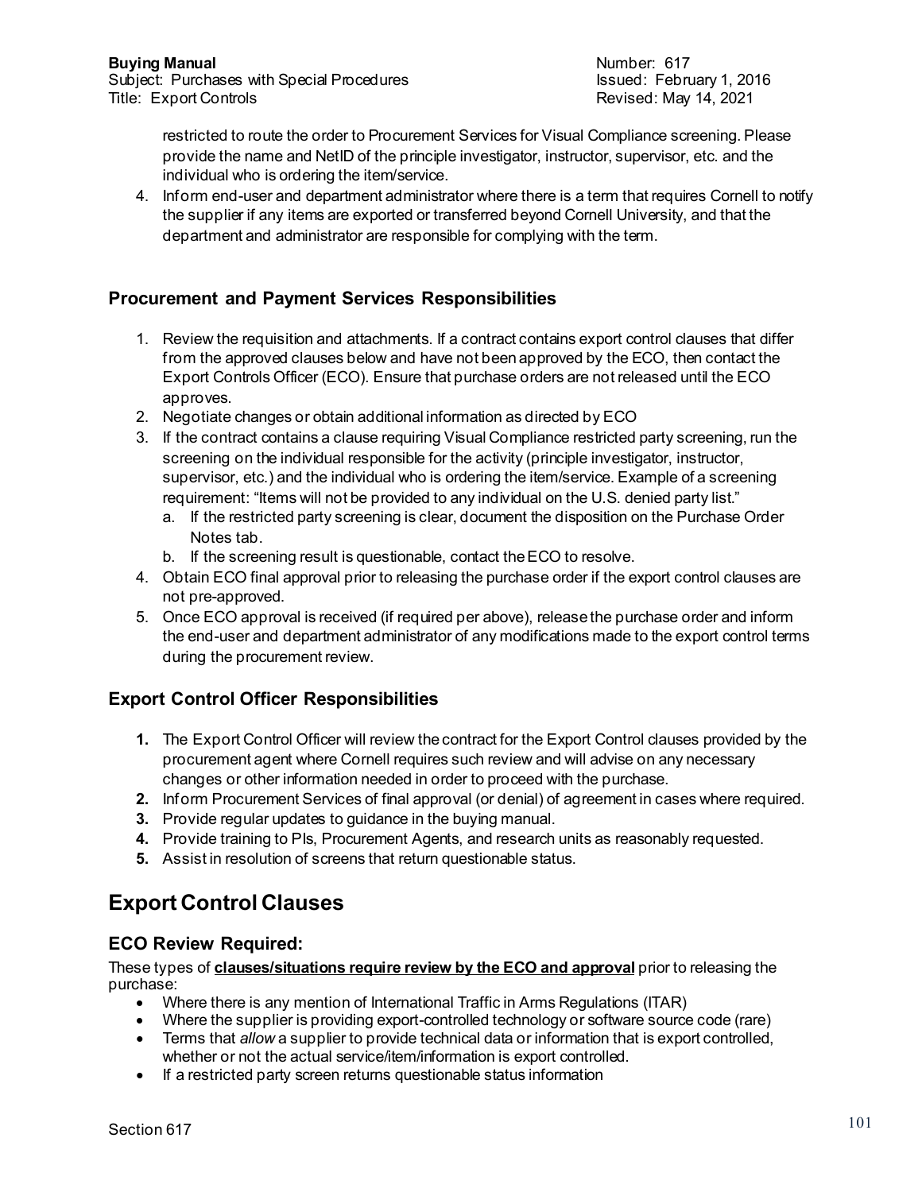restricted to route the order to Procurement Services for Visual Compliance screening. Please provide the name and NetID of the principle investigator, instructor, supervisor, etc. and the individual who is ordering the item/service.

4. Inform end-user and department administrator where there is a term that requires Cornell to notify the supplier if any items are exported or transferred beyond Cornell University, and that the department and administrator are responsible for complying with the term.

### Procurement and Payment Services Responsibilities

1. Review the requisition and attachments. If a contract contains export control clauses that differ from the approved clauses below and have not been approved by the ECO, then contact the Export Controls Officer (ECO). Ensure that purchase orders are not released until the ECO approves.
2. Negotiate changes or obtain additional information as directed by ECO
3. If the contract contains a clause requiring Visual Compliance restricted party screening, run the screening on the individual responsible for the activity (principle investigator, instructor, supervisor, etc.) and the individual who is ordering the item/service. Example of a screening requirement: "Items will not be provided to any individual on the U.S. denied party list."
   a. If the restricted party screening is clear, document the disposition on the Purchase Order Notes tab.
   b. If the screening result is questionable, contact the ECO to resolve.
4. Obtain ECO final approval prior to releasing the purchase order if the export control clauses are not pre-approved.
5. Once ECO approval is received (if required per above), release the purchase order and inform the end-user and department administrator of any modifications made to the export control terms during the procurement review.

### Export Control Officer Responsibilities

**1.** The Export Control Officer will review the contract for the Export Control clauses provided by the procurement agent where Cornell requires such review and will advise on any necessary changes or other information needed in order to proceed with the purchase.
**2.** Inform Procurement Services of final approval (or denial) of agreement in cases where required.
**3.** Provide regular updates to guidance in the buying manual.
**4.** Provide training to PIs, Procurement Agents, and research units as reasonably requested.
**5.** Assist in resolution of screens that return questionable status.

## Export Control Clauses

### ECO Review Required:

These types of **clauses/situations require review by the ECO and approval** prior to releasing the purchase:

- Where there is any mention of International Traffic in Arms Regulations (ITAR)
- Where the supplier is providing export-controlled technology or software source code (rare)
- Terms that *allow* a supplier to provide technical data or information that is export controlled, whether or not the actual service/item/information is export controlled.
- If a restricted party screen returns questionable status information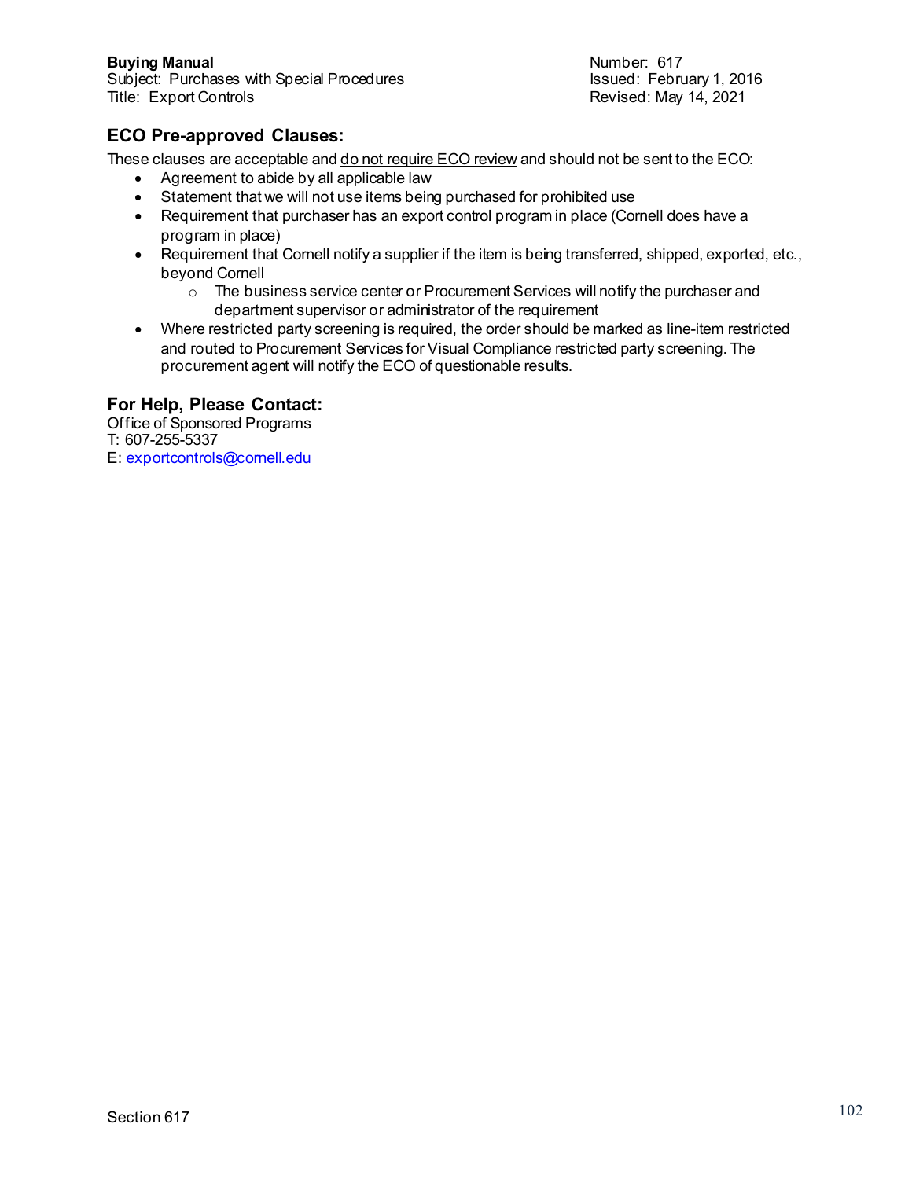## ECO Pre-approved Clauses:

These clauses are acceptable and do not require ECO review and should not be sent to the ECO:

- Agreement to abide by all applicable law
- Statement that we will not use items being purchased for prohibited use
- Requirement that purchaser has an export control program in place (Cornell does have a program in place)
- Requirement that Cornell notify a supplier if the item is being transferred, shipped, exported, etc., beyond Cornell
  - The business service center or Procurement Services will notify the purchaser and department supervisor or administrator of the requirement
- Where restricted party screening is required, the order should be marked as line-item restricted and routed to Procurement Services for Visual Compliance restricted party screening. The procurement agent will notify the ECO of questionable results.

## For Help, Please Contact:

Office of Sponsored Programs
T: 607-255-5337
E: exportcontrols@cornell.edu